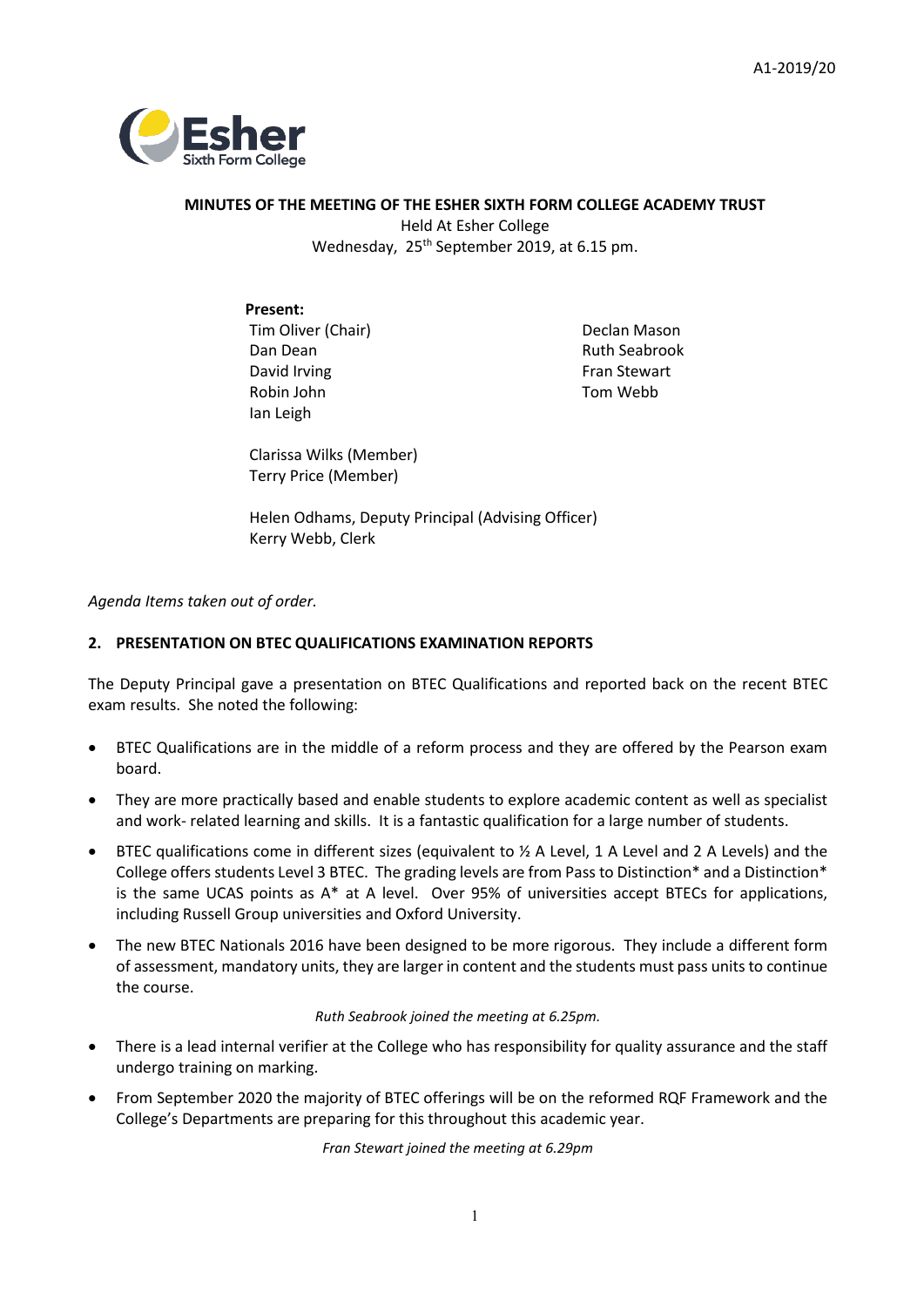A1-2019/20

**MINUTES OF THE MEETING OF THE ESHER SIXTH FORM COLLEGE ACADEMY TRUST**

Held At Esher College

Wednesday, 25th September 2019, at 6.15 pm.

**Present:**

Tim Oliver (Chair)
Dan Dean
David Irving
Robin John
Ian Leigh
Declan Mason
Ruth Seabrook
Fran Stewart
Tom Webb

Clarissa Wilks (Member)
Terry Price (Member)

Helen Odhams, Deputy Principal (Advising Officer)
Kerry Webb, Clerk

*Agenda Items taken out of order.*

## 2. PRESENTATION ON BTEC QUALIFICATIONS EXAMINATION REPORTS

The Deputy Principal gave a presentation on BTEC Qualifications and reported back on the recent BTEC exam results. She noted the following:

- BTEC Qualifications are in the middle of a reform process and they are offered by the Pearson exam board.
- They are more practically based and enable students to explore academic content as well as specialist and work- related learning and skills. It is a fantastic qualification for a large number of students.
- BTEC qualifications come in different sizes (equivalent to ½ A Level, 1 A Level and 2 A Levels) and the College offers students Level 3 BTEC. The grading levels are from Pass to Distinction* and a Distinction* is the same UCAS points as A* at A level. Over 95% of universities accept BTECs for applications, including Russell Group universities and Oxford University.
- The new BTEC Nationals 2016 have been designed to be more rigorous. They include a different form of assessment, mandatory units, they are larger in content and the students must pass units to continue the course.

*Ruth Seabrook joined the meeting at 6.25pm.*

- There is a lead internal verifier at the College who has responsibility for quality assurance and the staff undergo training on marking.
- From September 2020 the majority of BTEC offerings will be on the reformed RQF Framework and the College's Departments are preparing for this throughout this academic year.

*Fran Stewart joined the meeting at 6.29pm*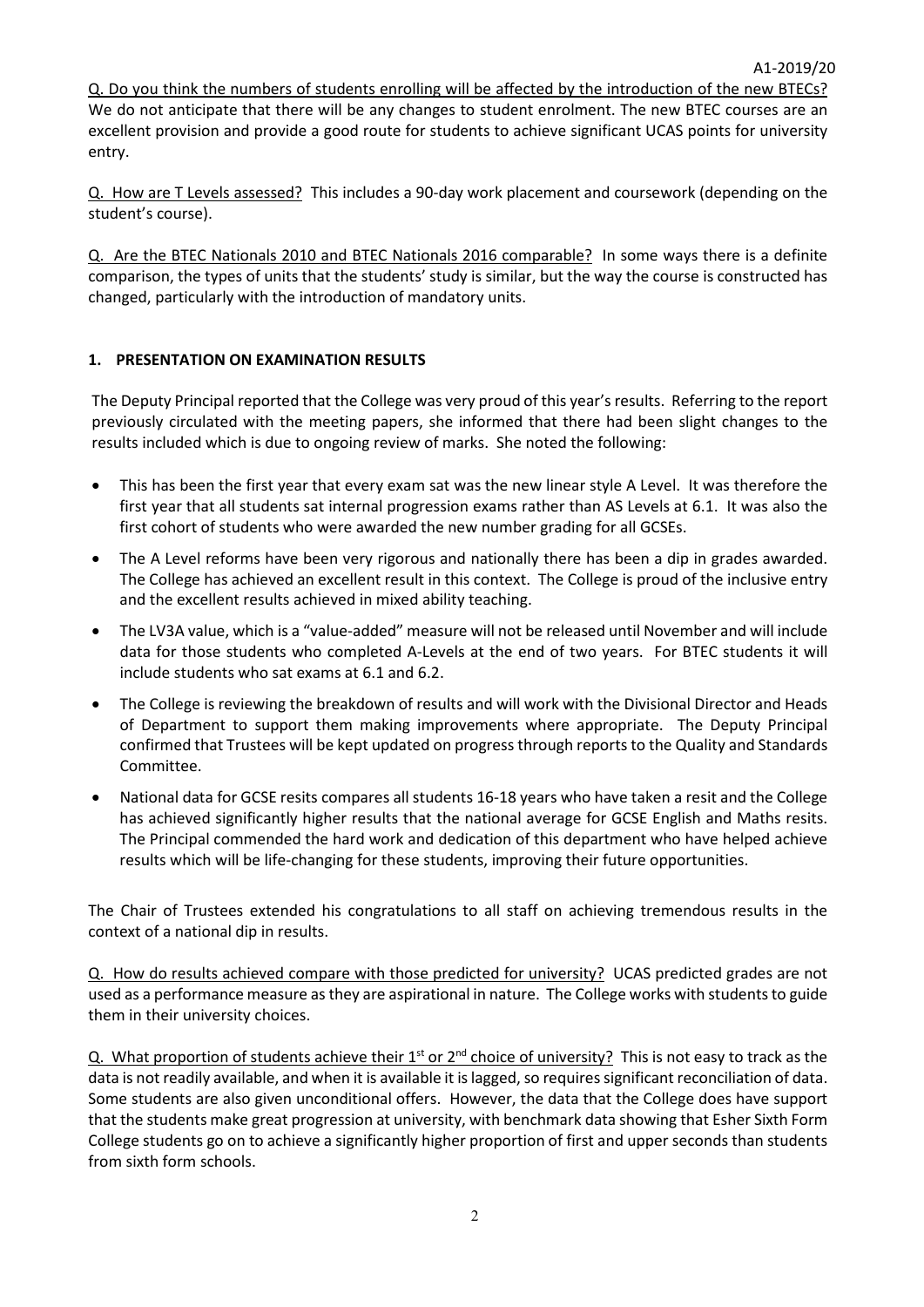Q. Do you think the numbers of students enrolling will be affected by the introduction of the new BTECs? We do not anticipate that there will be any changes to student enrolment. The new BTEC courses are an excellent provision and provide a good route for students to achieve significant UCAS points for university entry.

Q. How are T Levels assessed? This includes a 90-day work placement and coursework (depending on the student's course).

Q. Are the BTEC Nationals 2010 and BTEC Nationals 2016 comparable? In some ways there is a definite comparison, the types of units that the students' study is similar, but the way the course is constructed has changed, particularly with the introduction of mandatory units.

## 1. PRESENTATION ON EXAMINATION RESULTS

The Deputy Principal reported that the College was very proud of this year's results. Referring to the report previously circulated with the meeting papers, she informed that there had been slight changes to the results included which is due to ongoing review of marks. She noted the following:

- This has been the first year that every exam sat was the new linear style A Level. It was therefore the first year that all students sat internal progression exams rather than AS Levels at 6.1. It was also the first cohort of students who were awarded the new number grading for all GCSEs.
- The A Level reforms have been very rigorous and nationally there has been a dip in grades awarded. The College has achieved an excellent result in this context. The College is proud of the inclusive entry and the excellent results achieved in mixed ability teaching.
- The LV3A value, which is a "value-added" measure will not be released until November and will include data for those students who completed A-Levels at the end of two years. For BTEC students it will include students who sat exams at 6.1 and 6.2.
- The College is reviewing the breakdown of results and will work with the Divisional Director and Heads of Department to support them making improvements where appropriate. The Deputy Principal confirmed that Trustees will be kept updated on progress through reports to the Quality and Standards Committee.
- National data for GCSE resits compares all students 16-18 years who have taken a resit and the College has achieved significantly higher results that the national average for GCSE English and Maths resits. The Principal commended the hard work and dedication of this department who have helped achieve results which will be life-changing for these students, improving their future opportunities.

The Chair of Trustees extended his congratulations to all staff on achieving tremendous results in the context of a national dip in results.

Q. How do results achieved compare with those predicted for university? UCAS predicted grades are not used as a performance measure as they are aspirational in nature. The College works with students to guide them in their university choices.

Q. What proportion of students achieve their 1st or 2nd choice of university? This is not easy to track as the data is not readily available, and when it is available it is lagged, so requires significant reconciliation of data. Some students are also given unconditional offers. However, the data that the College does have support that the students make great progression at university, with benchmark data showing that Esher Sixth Form College students go on to achieve a significantly higher proportion of first and upper seconds than students from sixth form schools.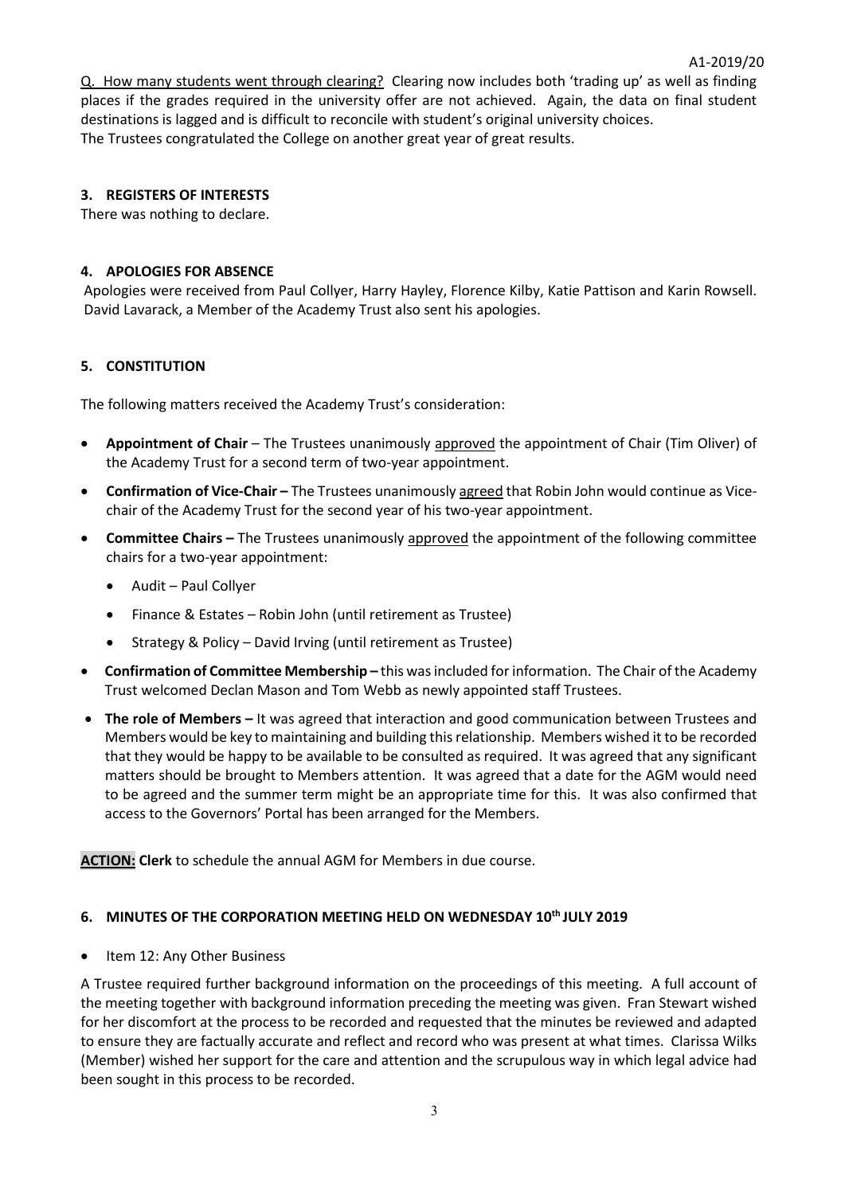Q. How many students went through clearing? Clearing now includes both 'trading up' as well as finding places if the grades required in the university offer are not achieved. Again, the data on final student destinations is lagged and is difficult to reconcile with student's original university choices.
The Trustees congratulated the College on another great year of great results.

### 3. REGISTERS OF INTERESTS

There was nothing to declare.

### 4. APOLOGIES FOR ABSENCE

Apologies were received from Paul Collyer, Harry Hayley, Florence Kilby, Katie Pattison and Karin Rowsell. David Lavarack, a Member of the Academy Trust also sent his apologies.

### 5. CONSTITUTION

The following matters received the Academy Trust's consideration:

- **Appointment of Chair** – The Trustees unanimously approved the appointment of Chair (Tim Oliver) of the Academy Trust for a second term of two-year appointment.
- **Confirmation of Vice-Chair –** The Trustees unanimously agreed that Robin John would continue as Vice-chair of the Academy Trust for the second year of his two-year appointment.
- **Committee Chairs –** The Trustees unanimously approved the appointment of the following committee chairs for a two-year appointment:
  - Audit – Paul Collyer
  - Finance & Estates – Robin John (until retirement as Trustee)
  - Strategy & Policy – David Irving (until retirement as Trustee)
- **Confirmation of Committee Membership –** this was included for information. The Chair of the Academy Trust welcomed Declan Mason and Tom Webb as newly appointed staff Trustees.
- **The role of Members –** It was agreed that interaction and good communication between Trustees and Members would be key to maintaining and building this relationship. Members wished it to be recorded that they would be happy to be available to be consulted as required. It was agreed that any significant matters should be brought to Members attention. It was agreed that a date for the AGM would need to be agreed and the summer term might be an appropriate time for this. It was also confirmed that access to the Governors' Portal has been arranged for the Members.

**ACTION: Clerk** to schedule the annual AGM for Members in due course.

### 6. MINUTES OF THE CORPORATION MEETING HELD ON WEDNESDAY 10th JULY 2019

- Item 12: Any Other Business

A Trustee required further background information on the proceedings of this meeting. A full account of the meeting together with background information preceding the meeting was given. Fran Stewart wished for her discomfort at the process to be recorded and requested that the minutes be reviewed and adapted to ensure they are factually accurate and reflect and record who was present at what times. Clarissa Wilks (Member) wished her support for the care and attention and the scrupulous way in which legal advice had been sought in this process to be recorded.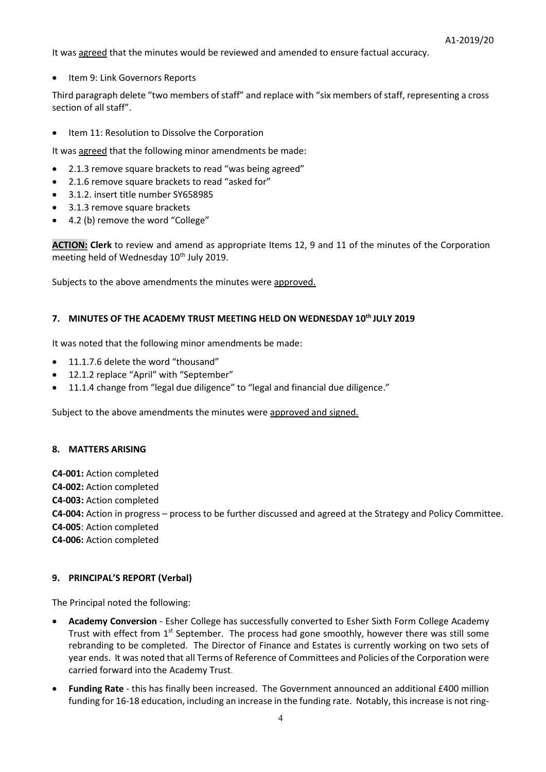It was agreed that the minutes would be reviewed and amended to ensure factual accuracy.

- Item 9: Link Governors Reports

Third paragraph delete "two members of staff" and replace with "six members of staff, representing a cross section of all staff".

- Item 11: Resolution to Dissolve the Corporation

It was agreed that the following minor amendments be made:

- 2.1.3 remove square brackets to read "was being agreed"
- 2.1.6 remove square brackets to read "asked for"
- 3.1.2. insert title number SY658985
- 3.1.3 remove square brackets
- 4.2 (b) remove the word "College"

**ACTION: Clerk** to review and amend as appropriate Items 12, 9 and 11 of the minutes of the Corporation meeting held of Wednesday 10th July 2019.

Subjects to the above amendments the minutes were approved.

## 7. MINUTES OF THE ACADEMY TRUST MEETING HELD ON WEDNESDAY 10th JULY 2019

It was noted that the following minor amendments be made:

- 11.1.7.6 delete the word "thousand"
- 12.1.2 replace "April" with "September"
- 11.1.4 change from "legal due diligence" to "legal and financial due diligence."

Subject to the above amendments the minutes were approved and signed.

## 8. MATTERS ARISING

**C4-001:** Action completed
**C4-002:** Action completed
**C4-003:** Action completed
**C4-004:** Action in progress – process to be further discussed and agreed at the Strategy and Policy Committee.
**C4-005**: Action completed
**C4-006:** Action completed

## 9. PRINCIPAL'S REPORT (Verbal)

The Principal noted the following:

- **Academy Conversion** - Esher College has successfully converted to Esher Sixth Form College Academy Trust with effect from 1st September. The process had gone smoothly, however there was still some rebranding to be completed. The Director of Finance and Estates is currently working on two sets of year ends. It was noted that all Terms of Reference of Committees and Policies of the Corporation were carried forward into the Academy Trust.
- **Funding Rate** - this has finally been increased. The Government announced an additional £400 million funding for 16-18 education, including an increase in the funding rate. Notably, this increase is not ring-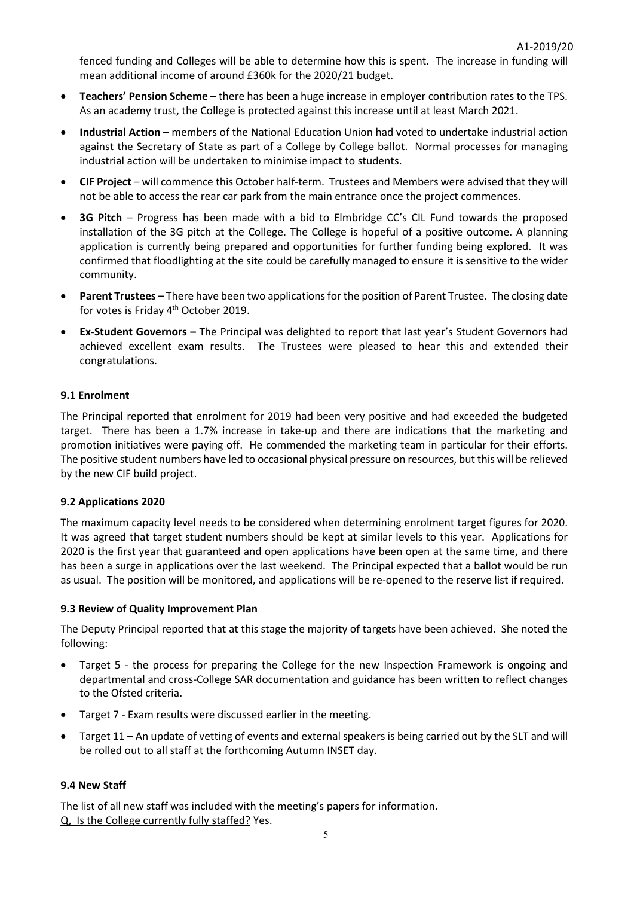fenced funding and Colleges will be able to determine how this is spent. The increase in funding will mean additional income of around £360k for the 2020/21 budget.

- **Teachers' Pension Scheme –** there has been a huge increase in employer contribution rates to the TPS. As an academy trust, the College is protected against this increase until at least March 2021.
- **Industrial Action –** members of the National Education Union had voted to undertake industrial action against the Secretary of State as part of a College by College ballot. Normal processes for managing industrial action will be undertaken to minimise impact to students.
- **CIF Project** – will commence this October half-term. Trustees and Members were advised that they will not be able to access the rear car park from the main entrance once the project commences.
- **3G Pitch** – Progress has been made with a bid to Elmbridge CC's CIL Fund towards the proposed installation of the 3G pitch at the College. The College is hopeful of a positive outcome. A planning application is currently being prepared and opportunities for further funding being explored. It was confirmed that floodlighting at the site could be carefully managed to ensure it is sensitive to the wider community.
- **Parent Trustees –** There have been two applications for the position of Parent Trustee. The closing date for votes is Friday 4th October 2019.
- **Ex-Student Governors –** The Principal was delighted to report that last year's Student Governors had achieved excellent exam results. The Trustees were pleased to hear this and extended their congratulations.

### 9.1 Enrolment

The Principal reported that enrolment for 2019 had been very positive and had exceeded the budgeted target. There has been a 1.7% increase in take-up and there are indications that the marketing and promotion initiatives were paying off. He commended the marketing team in particular for their efforts. The positive student numbers have led to occasional physical pressure on resources, but this will be relieved by the new CIF build project.

### 9.2 Applications 2020

The maximum capacity level needs to be considered when determining enrolment target figures for 2020. It was agreed that target student numbers should be kept at similar levels to this year. Applications for 2020 is the first year that guaranteed and open applications have been open at the same time, and there has been a surge in applications over the last weekend. The Principal expected that a ballot would be run as usual. The position will be monitored, and applications will be re-opened to the reserve list if required.

### 9.3 Review of Quality Improvement Plan

The Deputy Principal reported that at this stage the majority of targets have been achieved. She noted the following:

- Target 5 - the process for preparing the College for the new Inspection Framework is ongoing and departmental and cross-College SAR documentation and guidance has been written to reflect changes to the Ofsted criteria.
- Target 7 - Exam results were discussed earlier in the meeting.
- Target 11 – An update of vetting of events and external speakers is being carried out by the SLT and will be rolled out to all staff at the forthcoming Autumn INSET day.

### 9.4 New Staff

The list of all new staff was included with the meeting's papers for information.
Q, Is the College currently fully staffed? Yes.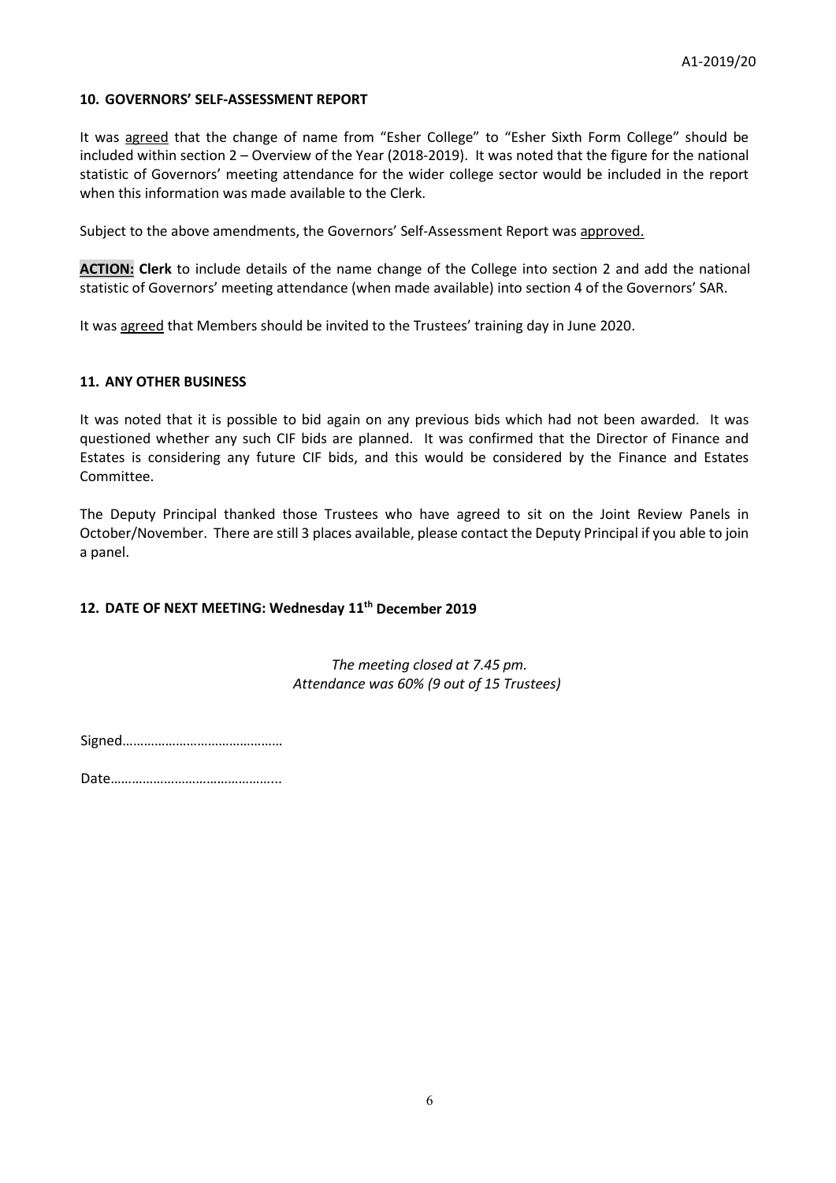A1-2019/20

## 10. GOVERNORS' SELF-ASSESSMENT REPORT

It was agreed that the change of name from "Esher College" to "Esher Sixth Form College" should be included within section 2 – Overview of the Year (2018-2019). It was noted that the figure for the national statistic of Governors' meeting attendance for the wider college sector would be included in the report when this information was made available to the Clerk.

Subject to the above amendments, the Governors' Self-Assessment Report was approved.

**ACTION: Clerk** to include details of the name change of the College into section 2 and add the national statistic of Governors' meeting attendance (when made available) into section 4 of the Governors' SAR.

It was agreed that Members should be invited to the Trustees' training day in June 2020.

## 11. ANY OTHER BUSINESS

It was noted that it is possible to bid again on any previous bids which had not been awarded. It was questioned whether any such CIF bids are planned. It was confirmed that the Director of Finance and Estates is considering any future CIF bids, and this would be considered by the Finance and Estates Committee.

The Deputy Principal thanked those Trustees who have agreed to sit on the Joint Review Panels in October/November. There are still 3 places available, please contact the Deputy Principal if you able to join a panel.

## 12. DATE OF NEXT MEETING: Wednesday 11th December 2019

*The meeting closed at 7.45 pm.*
*Attendance was 60% (9 out of 15 Trustees)*

Signed………………………………………

Date………………………………………..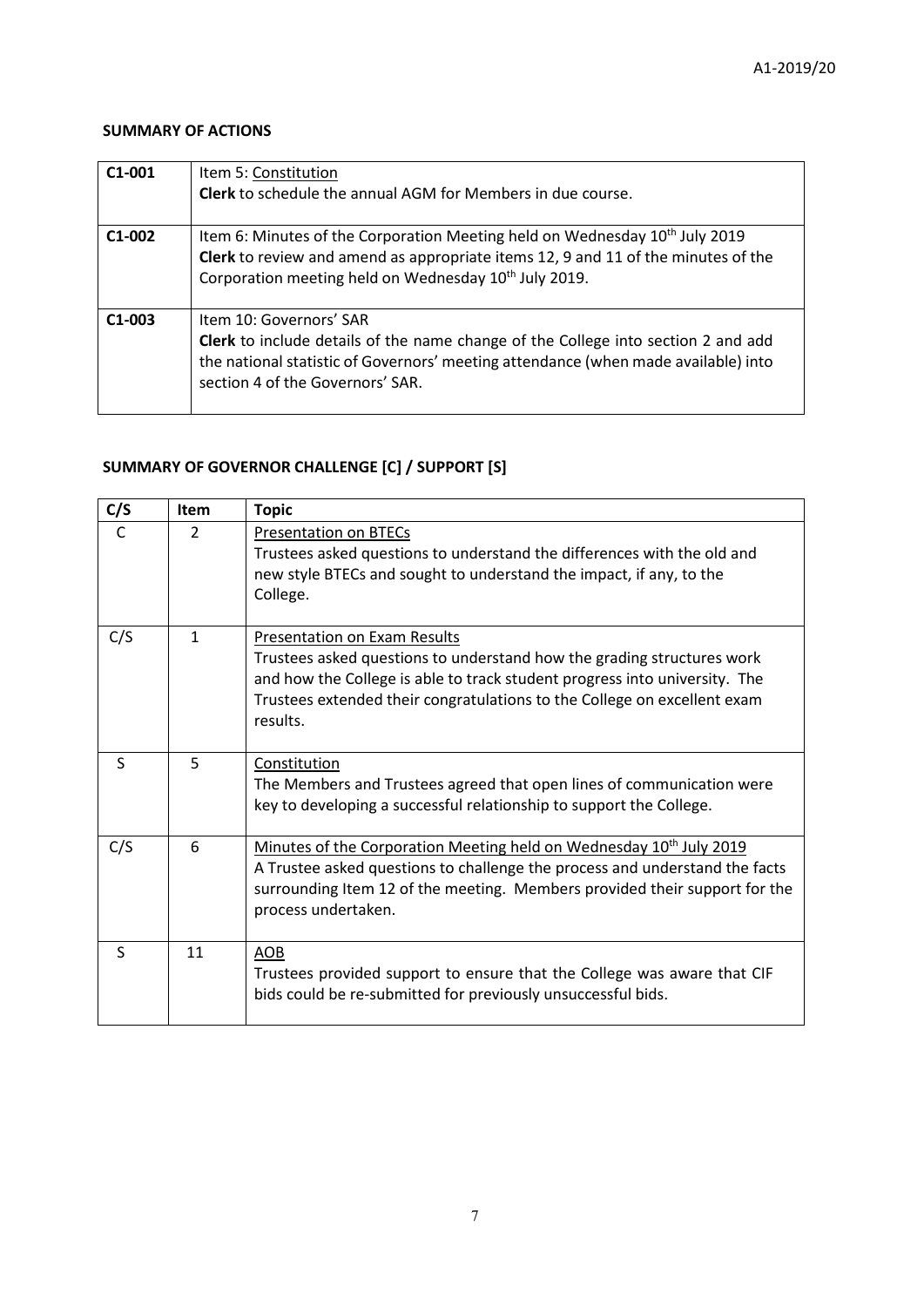A1-2019/20

**SUMMARY OF ACTIONS**

| | |
|---|---|
| **C1-001** | Item 5: Constitution<br>**Clerk** to schedule the annual AGM for Members in due course. |
| **C1-002** | Item 6: Minutes of the Corporation Meeting held on Wednesday 10th July 2019<br>**Clerk** to review and amend as appropriate items 12, 9 and 11 of the minutes of the Corporation meeting held on Wednesday 10th July 2019. |
| **C1-003** | Item 10: Governors' SAR<br>**Clerk** to include details of the name change of the College into section 2 and add the national statistic of Governors' meeting attendance (when made available) into section 4 of the Governors' SAR. |

**SUMMARY OF GOVERNOR CHALLENGE [C] / SUPPORT [S]**

| C/S | Item | Topic |
|---|---|---|
| C | 2 | Presentation on BTECs<br>Trustees asked questions to understand the differences with the old and new style BTECs and sought to understand the impact, if any, to the College. |
| C/S | 1 | Presentation on Exam Results<br>Trustees asked questions to understand how the grading structures work and how the College is able to track student progress into university. The Trustees extended their congratulations to the College on excellent exam results. |
| S | 5 | Constitution<br>The Members and Trustees agreed that open lines of communication were key to developing a successful relationship to support the College. |
| C/S | 6 | Minutes of the Corporation Meeting held on Wednesday 10th July 2019<br>A Trustee asked questions to challenge the process and understand the facts surrounding Item 12 of the meeting. Members provided their support for the process undertaken. |
| S | 11 | AOB<br>Trustees provided support to ensure that the College was aware that CIF bids could be re-submitted for previously unsuccessful bids. |